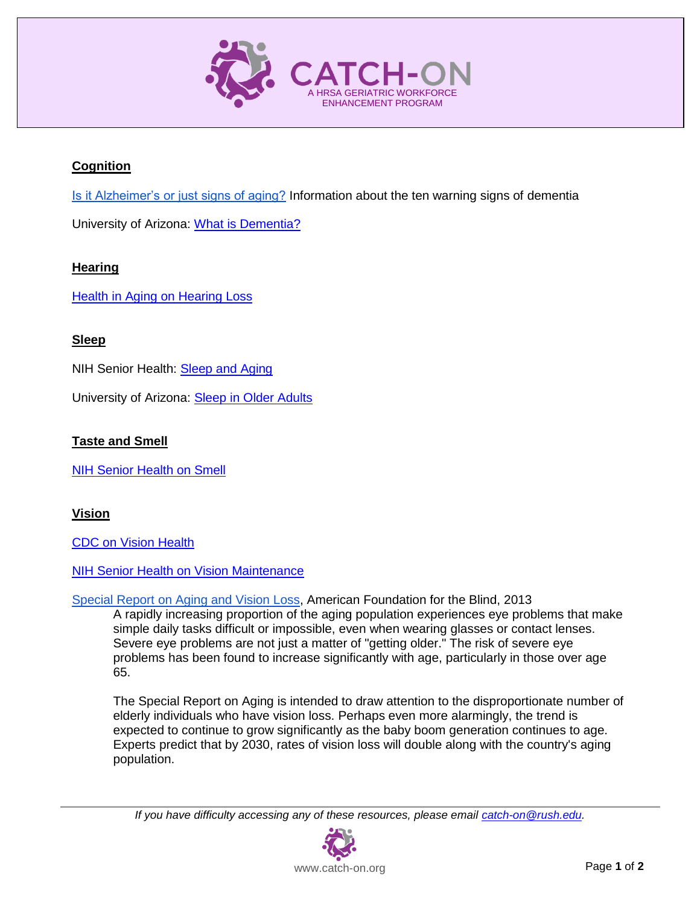# CATCH-ON

A HRSA GERIATRIC WORKFORCE ENHANCEMENT PROGRAM

## Cognition

Is it Alzheimer's or just signs of aging? Information about the ten warning signs of dementia

University of Arizona: What is Dementia?

## Hearing

Health in Aging on Hearing Loss

## Sleep

NIH Senior Health: Sleep and Aging

University of Arizona: Sleep in Older Adults

## Taste and Smell

NIH Senior Health on Smell

## Vision

CDC on Vision Health

NIH Senior Health on Vision Maintenance

Special Report on Aging and Vision Loss, American Foundation for the Blind, 2013

> A rapidly increasing proportion of the aging population experiences eye problems that make simple daily tasks difficult or impossible, even when wearing glasses or contact lenses. Severe eye problems are not just a matter of "getting older." The risk of severe eye problems has been found to increase significantly with age, particularly in those over age 65.
>
> The Special Report on Aging is intended to draw attention to the disproportionate number of elderly individuals who have vision loss. Perhaps even more alarmingly, the trend is expected to continue to grow significantly as the baby boom generation continues to age. Experts predict that by 2030, rates of vision loss will double along with the country's aging population.

*If you have difficulty accessing any of these resources, please email catch-on@rush.edu.*

www.catch-on.org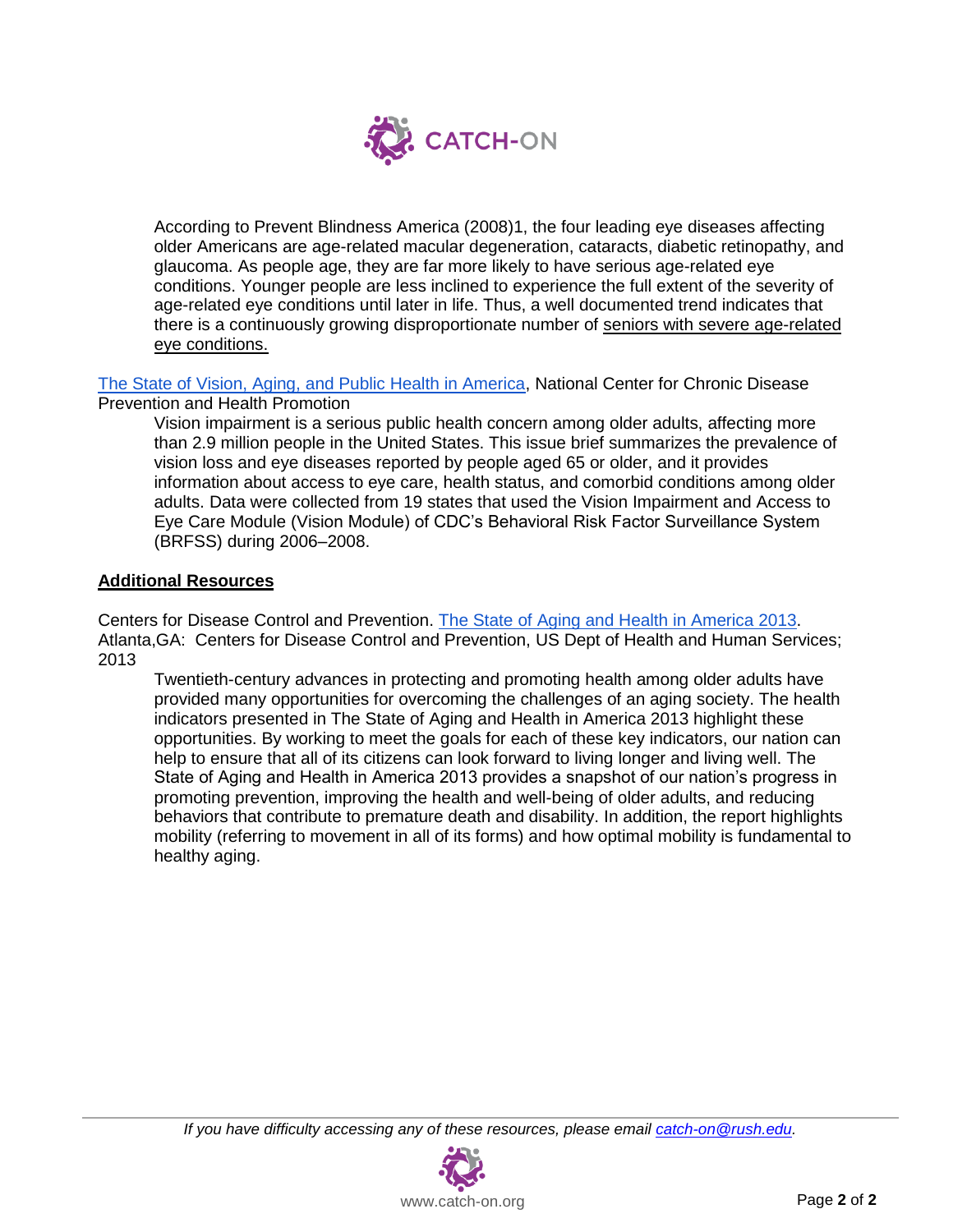According to Prevent Blindness America (2008)1, the four leading eye diseases affecting older Americans are age-related macular degeneration, cataracts, diabetic retinopathy, and glaucoma. As people age, they are far more likely to have serious age-related eye conditions. Younger people are less inclined to experience the full extent of the severity of age-related eye conditions until later in life. Thus, a well documented trend indicates that there is a continuously growing disproportionate number of seniors with severe age-related eye conditions.

The State of Vision, Aging, and Public Health in America, National Center for Chronic Disease Prevention and Health Promotion

Vision impairment is a serious public health concern among older adults, affecting more than 2.9 million people in the United States. This issue brief summarizes the prevalence of vision loss and eye diseases reported by people aged 65 or older, and it provides information about access to eye care, health status, and comorbid conditions among older adults. Data were collected from 19 states that used the Vision Impairment and Access to Eye Care Module (Vision Module) of CDC's Behavioral Risk Factor Surveillance System (BRFSS) during 2006–2008.

## Additional Resources

Centers for Disease Control and Prevention. The State of Aging and Health in America 2013. Atlanta,GA: Centers for Disease Control and Prevention, US Dept of Health and Human Services; 2013

Twentieth-century advances in protecting and promoting health among older adults have provided many opportunities for overcoming the challenges of an aging society. The health indicators presented in The State of Aging and Health in America 2013 highlight these opportunities. By working to meet the goals for each of these key indicators, our nation can help to ensure that all of its citizens can look forward to living longer and living well. The State of Aging and Health in America 2013 provides a snapshot of our nation's progress in promoting prevention, improving the health and well-being of older adults, and reducing behaviors that contribute to premature death and disability. In addition, the report highlights mobility (referring to movement in all of its forms) and how optimal mobility is fundamental to healthy aging.

*If you have difficulty accessing any of these resources, please email catch-on@rush.edu.*